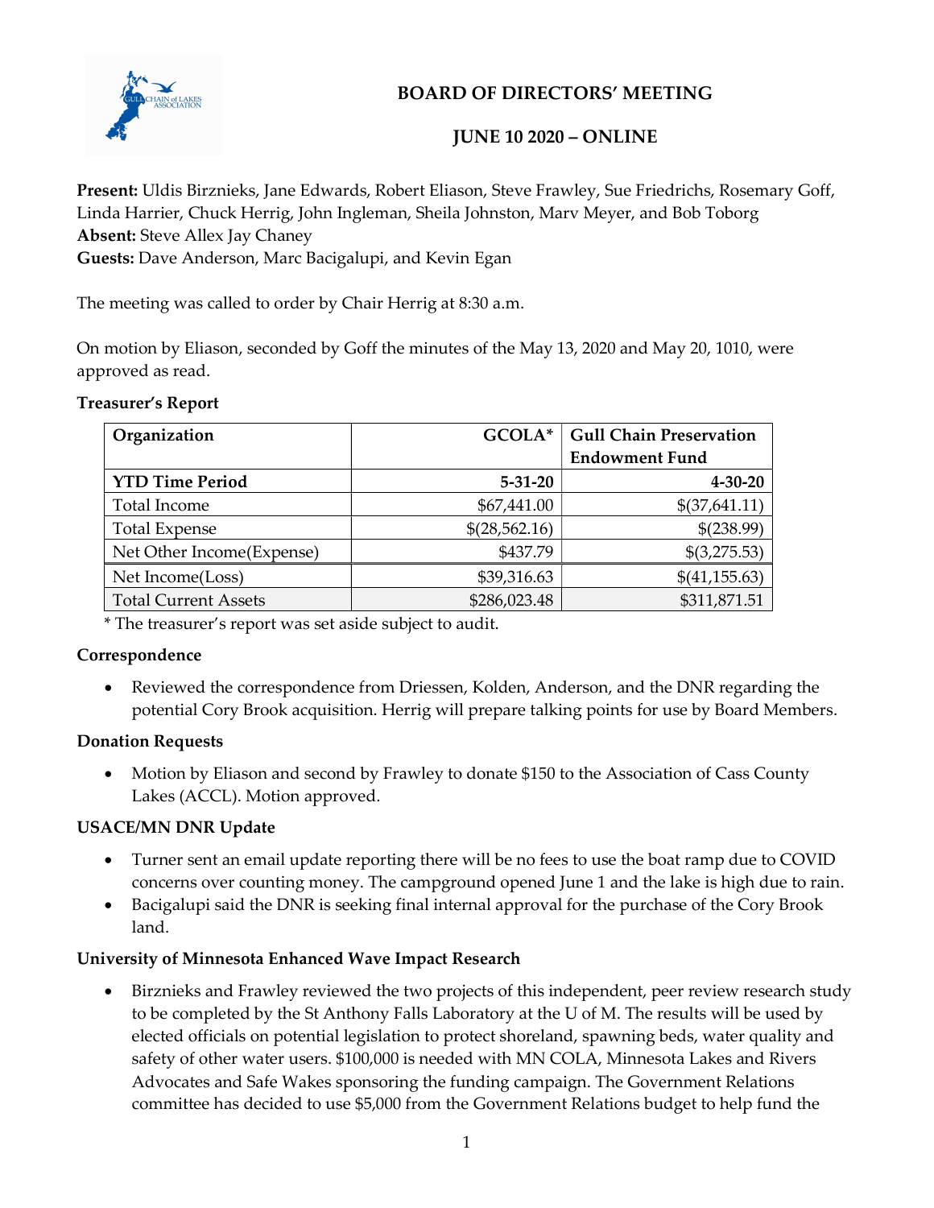# BOARD OF DIRECTORS' MEETING

## JUNE 10 2020 – ONLINE

**Present:** Uldis Birznieks, Jane Edwards, Robert Eliason, Steve Frawley, Sue Friedrichs, Rosemary Goff, Linda Harrier, Chuck Herrig, John Ingleman, Sheila Johnston, Marv Meyer, and Bob Toborg
**Absent:** Steve Allex Jay Chaney
**Guests:** Dave Anderson, Marc Bacigalupi, and Kevin Egan

The meeting was called to order by Chair Herrig at 8:30 a.m.

On motion by Eliason, seconded by Goff the minutes of the May 13, 2020 and May 20, 1010, were approved as read.

### Treasurer's Report

| Organization | GCOLA* | Gull Chain Preservation Endowment Fund |
|---|---|---|
| **YTD Time Period** | **5-31-20** | **4-30-20** |
| Total Income | $67,441.00 | $(37,641.11) |
| Total Expense | $(28,562.16) | $(238.99) |
| Net Other Income(Expense) | $437.79 | $(3,275.53) |
| Net Income(Loss) | $39,316.63 | $(41,155.63) |
| Total Current Assets | $286,023.48 | $311,871.51 |

\* The treasurer's report was set aside subject to audit.

### Correspondence

- Reviewed the correspondence from Driessen, Kolden, Anderson, and the DNR regarding the potential Cory Brook acquisition. Herrig will prepare talking points for use by Board Members.

### Donation Requests

- Motion by Eliason and second by Frawley to donate $150 to the Association of Cass County Lakes (ACCL). Motion approved.

### USACE/MN DNR Update

- Turner sent an email update reporting there will be no fees to use the boat ramp due to COVID concerns over counting money. The campground opened June 1 and the lake is high due to rain.
- Bacigalupi said the DNR is seeking final internal approval for the purchase of the Cory Brook land.

### University of Minnesota Enhanced Wave Impact Research

- Birznieks and Frawley reviewed the two projects of this independent, peer review research study to be completed by the St Anthony Falls Laboratory at the U of M. The results will be used by elected officials on potential legislation to protect shoreland, spawning beds, water quality and safety of other water users. $100,000 is needed with MN COLA, Minnesota Lakes and Rivers Advocates and Safe Wakes sponsoring the funding campaign. The Government Relations committee has decided to use $5,000 from the Government Relations budget to help fund the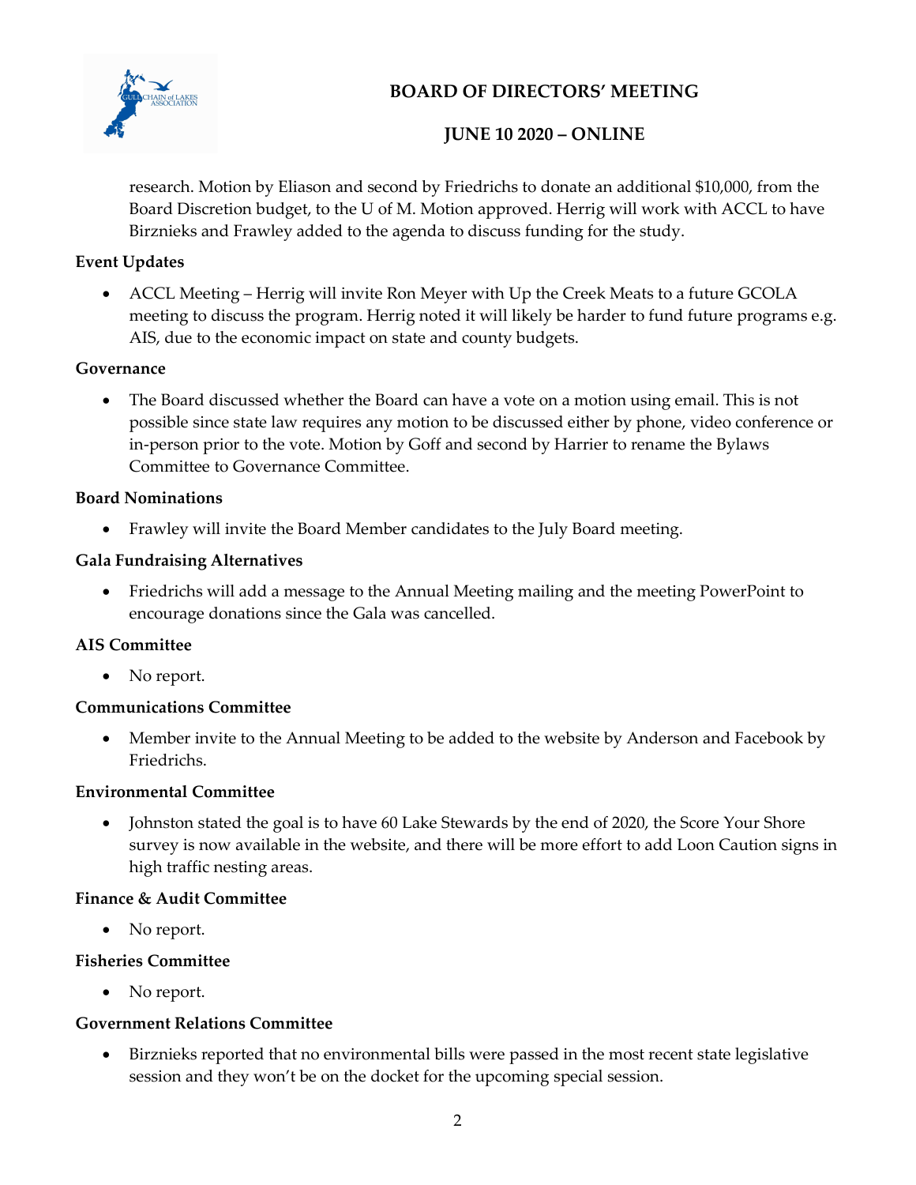research. Motion by Eliason and second by Friedrichs to donate an additional $10,000, from the Board Discretion budget, to the U of M. Motion approved. Herrig will work with ACCL to have Birznieks and Frawley added to the agenda to discuss funding for the study.

**Event Updates**

- ACCL Meeting – Herrig will invite Ron Meyer with Up the Creek Meats to a future GCOLA meeting to discuss the program. Herrig noted it will likely be harder to fund future programs e.g. AIS, due to the economic impact on state and county budgets.

**Governance**

- The Board discussed whether the Board can have a vote on a motion using email. This is not possible since state law requires any motion to be discussed either by phone, video conference or in-person prior to the vote. Motion by Goff and second by Harrier to rename the Bylaws Committee to Governance Committee.

**Board Nominations**

- Frawley will invite the Board Member candidates to the July Board meeting.

**Gala Fundraising Alternatives**

- Friedrichs will add a message to the Annual Meeting mailing and the meeting PowerPoint to encourage donations since the Gala was cancelled.

**AIS Committee**

- No report.

**Communications Committee**

- Member invite to the Annual Meeting to be added to the website by Anderson and Facebook by Friedrichs.

**Environmental Committee**

- Johnston stated the goal is to have 60 Lake Stewards by the end of 2020, the Score Your Shore survey is now available in the website, and there will be more effort to add Loon Caution signs in high traffic nesting areas.

**Finance & Audit Committee**

- No report.

**Fisheries Committee**

- No report.

**Government Relations Committee**

- Birznieks reported that no environmental bills were passed in the most recent state legislative session and they won't be on the docket for the upcoming special session.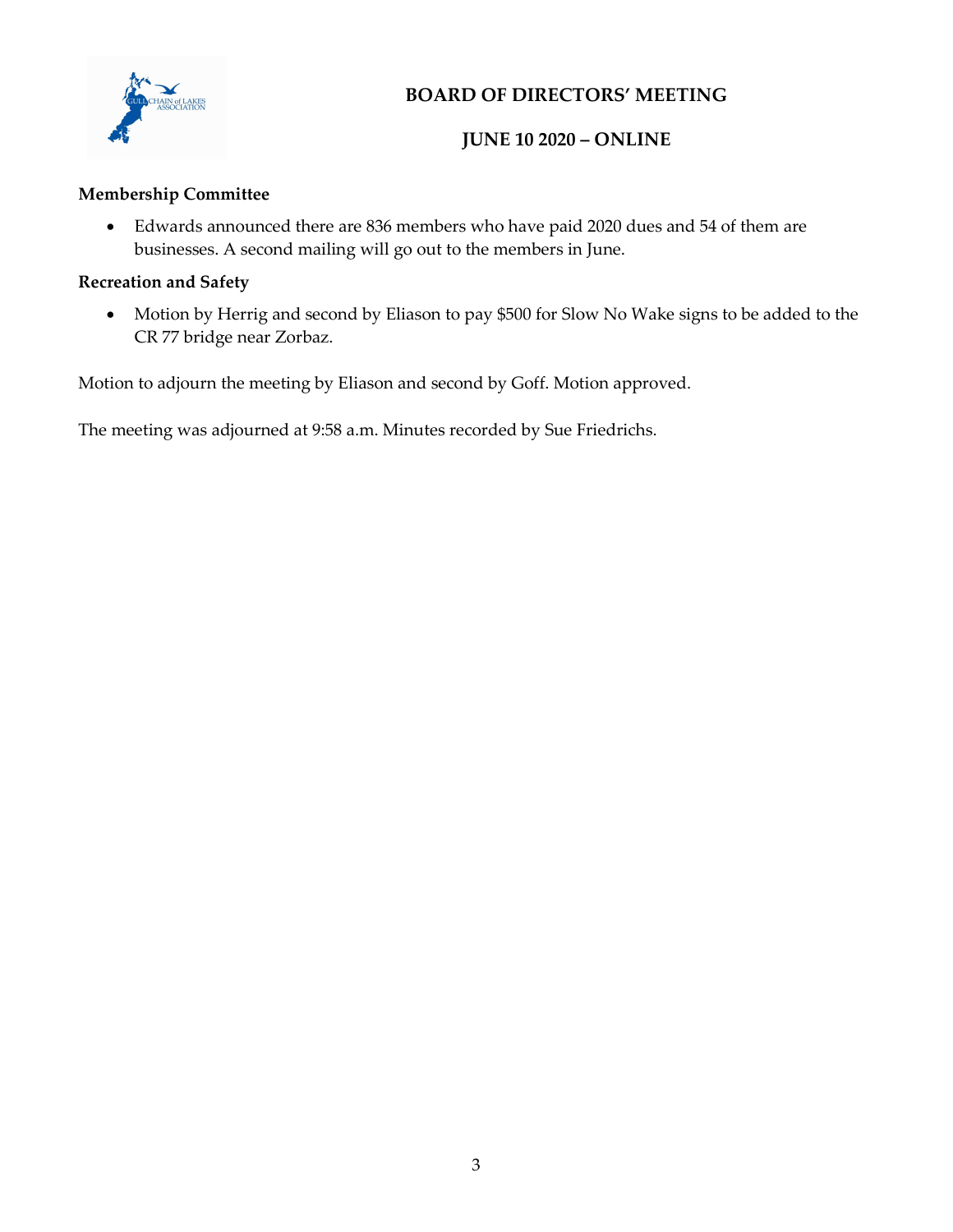**BOARD OF DIRECTORS' MEETING**

**JUNE 10 2020 – ONLINE**

**Membership Committee**

- Edwards announced there are 836 members who have paid 2020 dues and 54 of them are businesses. A second mailing will go out to the members in June.

**Recreation and Safety**

- Motion by Herrig and second by Eliason to pay $500 for Slow No Wake signs to be added to the CR 77 bridge near Zorbaz.

Motion to adjourn the meeting by Eliason and second by Goff. Motion approved.

The meeting was adjourned at 9:58 a.m. Minutes recorded by Sue Friedrichs.